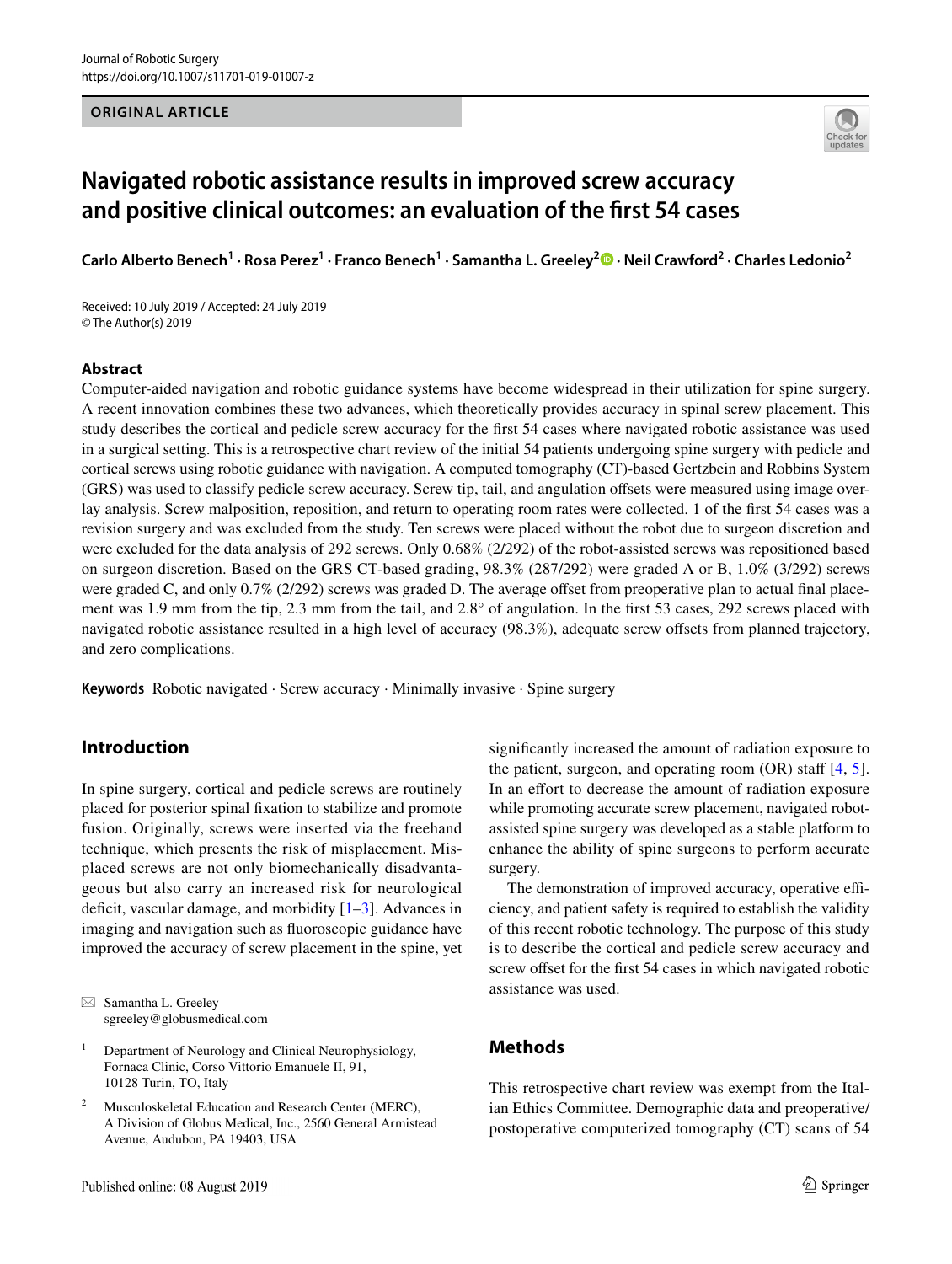ORIGINAL ARTICLE

# Navigated robotic assistance results in improved screw accuracy and positive clinical outcomes: an evaluation of the first 54 cases

Carlo Alberto Benech[1] · Rosa Perez[1] · Franco Benech[1] · Samantha L. Greeley[2] · Neil Crawford[2] · Charles Ledonio[2]

Received: 10 July 2019 / Accepted: 24 July 2019
© The Author(s) 2019

## Abstract

Computer-aided navigation and robotic guidance systems have become widespread in their utilization for spine surgery. A recent innovation combines these two advances, which theoretically provides accuracy in spinal screw placement. This study describes the cortical and pedicle screw accuracy for the first 54 cases where navigated robotic assistance was used in a surgical setting. This is a retrospective chart review of the initial 54 patients undergoing spine surgery with pedicle and cortical screws using robotic guidance with navigation. A computed tomography (CT)-based Gertzbein and Robbins System (GRS) was used to classify pedicle screw accuracy. Screw tip, tail, and angulation offsets were measured using image overlay analysis. Screw malposition, reposition, and return to operating room rates were collected. 1 of the first 54 cases was a revision surgery and was excluded from the study. Ten screws were placed without the robot due to surgeon discretion and were excluded for the data analysis of 292 screws. Only 0.68% (2/292) of the robot-assisted screws was repositioned based on surgeon discretion. Based on the GRS CT-based grading, 98.3% (287/292) were graded A or B, 1.0% (3/292) screws were graded C, and only 0.7% (2/292) screws was graded D. The average offset from preoperative plan to actual final placement was 1.9 mm from the tip, 2.3 mm from the tail, and 2.8° of angulation. In the first 53 cases, 292 screws placed with navigated robotic assistance resulted in a high level of accuracy (98.3%), adequate screw offsets from planned trajectory, and zero complications.

**Keywords** Robotic navigated · Screw accuracy · Minimally invasive · Spine surgery

## Introduction

In spine surgery, cortical and pedicle screws are routinely placed for posterior spinal fixation to stabilize and promote fusion. Originally, screws were inserted via the freehand technique, which presents the risk of misplacement. Misplaced screws are not only biomechanically disadvantageous but also carry an increased risk for neurological deficit, vascular damage, and morbidity [1–3]. Advances in imaging and navigation such as fluoroscopic guidance have improved the accuracy of screw placement in the spine, yet significantly increased the amount of radiation exposure to the patient, surgeon, and operating room (OR) staff [4, 5]. In an effort to decrease the amount of radiation exposure while promoting accurate screw placement, navigated robot-assisted spine surgery was developed as a stable platform to enhance the ability of spine surgeons to perform accurate surgery.

The demonstration of improved accuracy, operative efficiency, and patient safety is required to establish the validity of this recent robotic technology. The purpose of this study is to describe the cortical and pedicle screw accuracy and screw offset for the first 54 cases in which navigated robotic assistance was used.

## Methods

This retrospective chart review was exempt from the Italian Ethics Committee. Demographic data and preoperative/postoperative computerized tomography (CT) scans of 54

✉ Samantha L. Greeley
sgreeley@globusmedical.com

[1] Department of Neurology and Clinical Neurophysiology, Fornaca Clinic, Corso Vittorio Emanuele II, 91, 10128 Turin, TO, Italy

[2] Musculoskeletal Education and Research Center (MERC), A Division of Globus Medical, Inc., 2560 General Armistead Avenue, Audubon, PA 19403, USA

Published online: 08 August 2019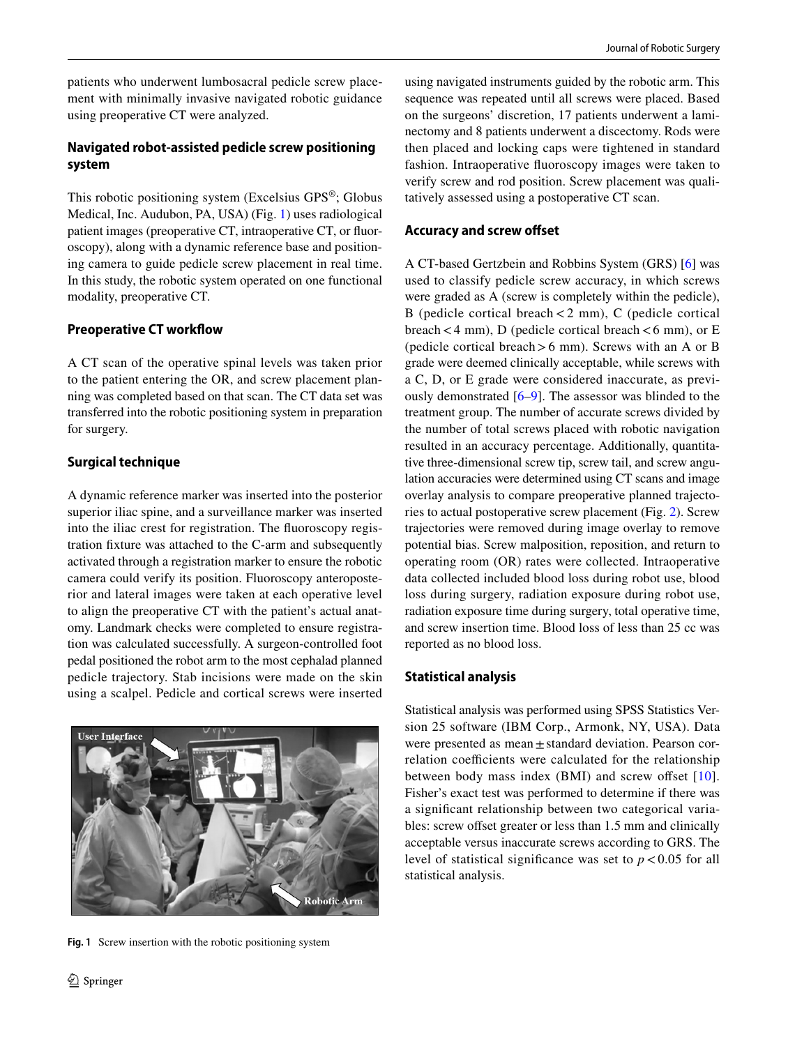patients who underwent lumbosacral pedicle screw placement with minimally invasive navigated robotic guidance using preoperative CT were analyzed.

### Navigated robot-assisted pedicle screw positioning system

This robotic positioning system (Excelsius GPS®; Globus Medical, Inc. Audubon, PA, USA) (Fig. 1) uses radiological patient images (preoperative CT, intraoperative CT, or fluoroscopy), along with a dynamic reference base and positioning camera to guide pedicle screw placement in real time. In this study, the robotic system operated on one functional modality, preoperative CT.

### Preoperative CT workflow

A CT scan of the operative spinal levels was taken prior to the patient entering the OR, and screw placement planning was completed based on that scan. The CT data set was transferred into the robotic positioning system in preparation for surgery.

### Surgical technique

A dynamic reference marker was inserted into the posterior superior iliac spine, and a surveillance marker was inserted into the iliac crest for registration. The fluoroscopy registration fixture was attached to the C-arm and subsequently activated through a registration marker to ensure the robotic camera could verify its position. Fluoroscopy anteroposterior and lateral images were taken at each operative level to align the preoperative CT with the patient's actual anatomy. Landmark checks were completed to ensure registration was calculated successfully. A surgeon-controlled foot pedal positioned the robot arm to the most cephalad planned pedicle trajectory. Stab incisions were made on the skin using a scalpel. Pedicle and cortical screws were inserted using navigated instruments guided by the robotic arm. This sequence was repeated until all screws were placed. Based on the surgeons' discretion, 17 patients underwent a laminectomy and 8 patients underwent a discectomy. Rods were then placed and locking caps were tightened in standard fashion. Intraoperative fluoroscopy images were taken to verify screw and rod position. Screw placement was qualitatively assessed using a postoperative CT scan.

Fig. 1 Screw insertion with the robotic positioning system

### Accuracy and screw offset

A CT-based Gertzbein and Robbins System (GRS) [6] was used to classify pedicle screw accuracy, in which screws were graded as A (screw is completely within the pedicle), B (pedicle cortical breach < 2 mm), C (pedicle cortical breach < 4 mm), D (pedicle cortical breach < 6 mm), or E (pedicle cortical breach > 6 mm). Screws with an A or B grade were deemed clinically acceptable, while screws with a C, D, or E grade were considered inaccurate, as previously demonstrated [6–9]. The assessor was blinded to the treatment group. The number of accurate screws divided by the number of total screws placed with robotic navigation resulted in an accuracy percentage. Additionally, quantitative three-dimensional screw tip, screw tail, and screw angulation accuracies were determined using CT scans and image overlay analysis to compare preoperative planned trajectories to actual postoperative screw placement (Fig. 2). Screw trajectories were removed during image overlay to remove potential bias. Screw malposition, reposition, and return to operating room (OR) rates were collected. Intraoperative data collected included blood loss during robot use, blood loss during surgery, radiation exposure during robot use, radiation exposure time during surgery, total operative time, and screw insertion time. Blood loss of less than 25 cc was reported as no blood loss.

### Statistical analysis

Statistical analysis was performed using SPSS Statistics Version 25 software (IBM Corp., Armonk, NY, USA). Data were presented as mean ± standard deviation. Pearson correlation coefficients were calculated for the relationship between body mass index (BMI) and screw offset [10]. Fisher's exact test was performed to determine if there was a significant relationship between two categorical variables: screw offset greater or less than 1.5 mm and clinically acceptable versus inaccurate screws according to GRS. The level of statistical significance was set to $p < 0.05$ for all statistical analysis.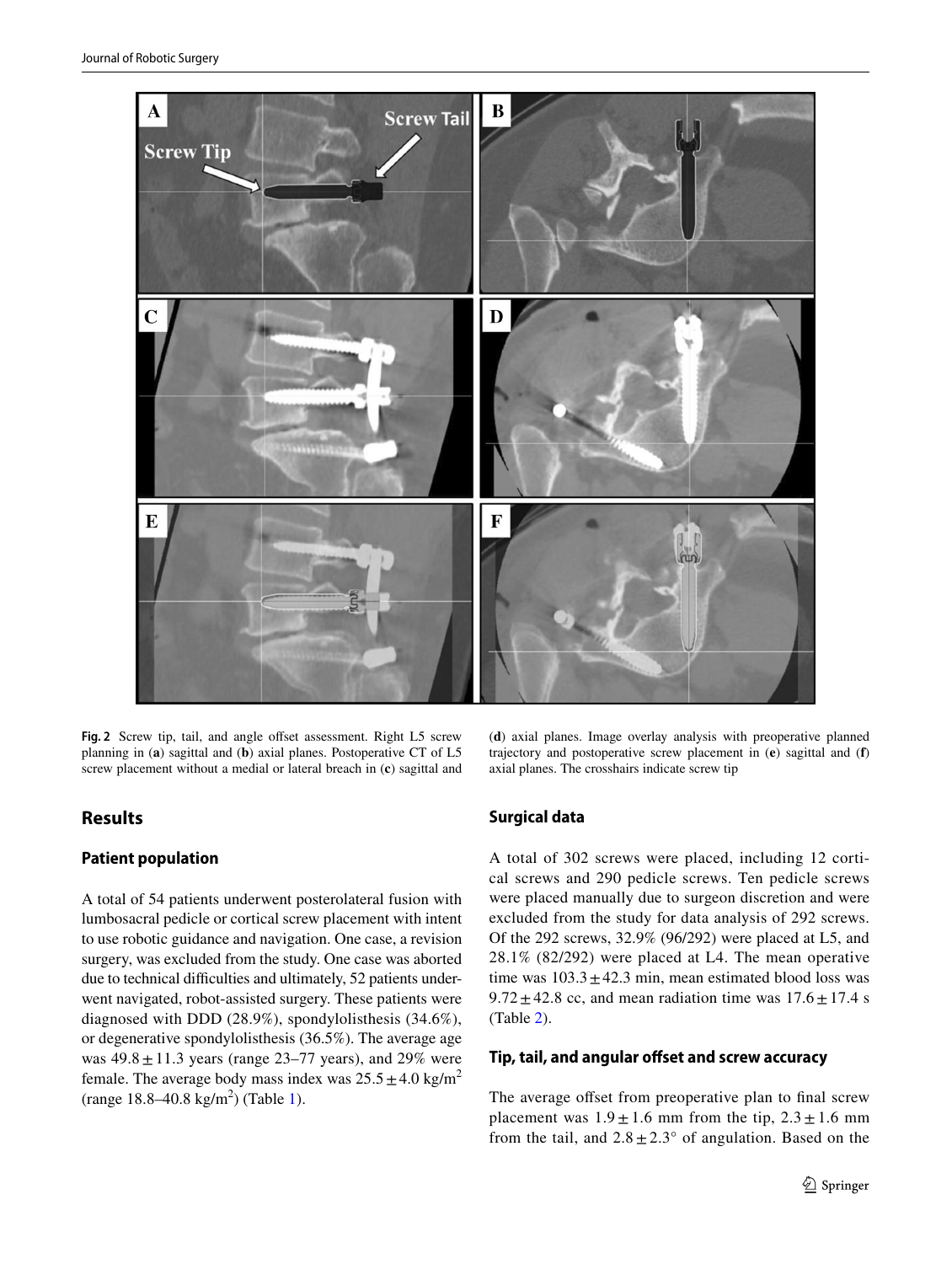**Fig. 2** Screw tip, tail, and angle offset assessment. Right L5 screw planning in (**a**) sagittal and (**b**) axial planes. Postoperative CT of L5 screw placement without a medial or lateral breach in (**c**) sagittal and (**d**) axial planes. Image overlay analysis with preoperative planned trajectory and postoperative screw placement in (**e**) sagittal and (**f**) axial planes. The crosshairs indicate screw tip

## Results

### Patient population

A total of 54 patients underwent posterolateral fusion with lumbosacral pedicle or cortical screw placement with intent to use robotic guidance and navigation. One case, a revision surgery, was excluded from the study. One case was aborted due to technical difficulties and ultimately, 52 patients underwent navigated, robot-assisted surgery. These patients were diagnosed with DDD (28.9%), spondylolisthesis (34.6%), or degenerative spondylolisthesis (36.5%). The average age was $49.8 \pm 11.3$ years (range 23–77 years), and 29% were female. The average body mass index was $25.5 \pm 4.0$ kg/m$^2$ (range 18.8–40.8 kg/m$^2$) (Table 1).

### Surgical data

A total of 302 screws were placed, including 12 cortical screws and 290 pedicle screws. Ten pedicle screws were placed manually due to surgeon discretion and were excluded from the study for data analysis of 292 screws. Of the 292 screws, 32.9% (96/292) were placed at L5, and 28.1% (82/292) were placed at L4. The mean operative time was $103.3 \pm 42.3$ min, mean estimated blood loss was $9.72 \pm 42.8$ cc, and mean radiation time was $17.6 \pm 17.4$ s (Table 2).

### Tip, tail, and angular offset and screw accuracy

The average offset from preoperative plan to final screw placement was $1.9 \pm 1.6$ mm from the tip, $2.3 \pm 1.6$ mm from the tail, and $2.8 \pm 2.3°$ of angulation. Based on the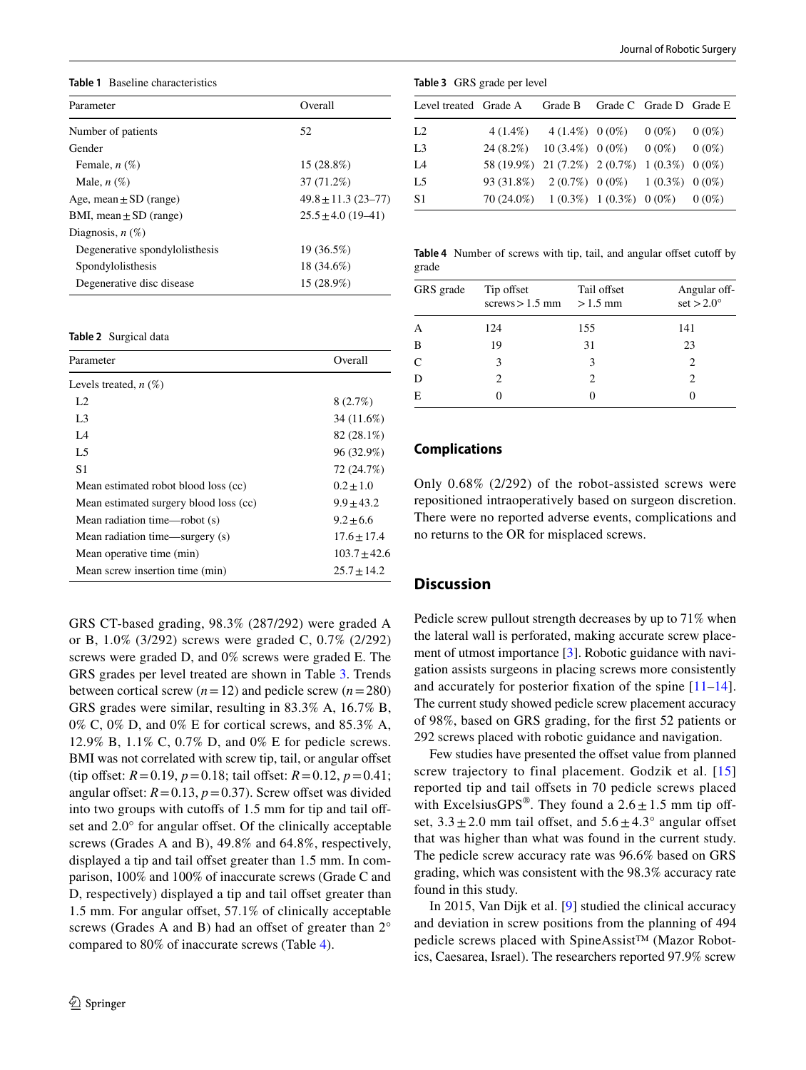**Table 1** Baseline characteristics

| Parameter | Overall |
|---|---|
| Number of patients | 52 |
| Gender | |
| Female, *n* (%) | 15 (28.8%) |
| Male, *n* (%) | 37 (71.2%) |
| Age, mean ± SD (range) | 49.8 ± 11.3 (23–77) |
| BMI, mean ± SD (range) | 25.5 ± 4.0 (19–41) |
| Diagnosis, *n* (%) | |
| Degenerative spondylolisthesis | 19 (36.5%) |
| Spondylolisthesis | 18 (34.6%) |
| Degenerative disc disease | 15 (28.9%) |

**Table 2** Surgical data

| Parameter | Overall |
|---|---|
| Levels treated, *n* (%) | |
| L2 | 8 (2.7%) |
| L3 | 34 (11.6%) |
| L4 | 82 (28.1%) |
| L5 | 96 (32.9%) |
| S1 | 72 (24.7%) |
| Mean estimated robot blood loss (cc) | 0.2 ± 1.0 |
| Mean estimated surgery blood loss (cc) | 9.9 ± 43.2 |
| Mean radiation time—robot (s) | 9.2 ± 6.6 |
| Mean radiation time—surgery (s) | 17.6 ± 17.4 |
| Mean operative time (min) | 103.7 ± 42.6 |
| Mean screw insertion time (min) | 25.7 ± 14.2 |

GRS CT-based grading, 98.3% (287/292) were graded A or B, 1.0% (3/292) screws were graded C, 0.7% (2/292) screws were graded D, and 0% screws were graded E. The GRS grades per level treated are shown in Table 3. Trends between cortical screw ($n=12$) and pedicle screw ($n=280$) GRS grades were similar, resulting in 83.3% A, 16.7% B, 0% C, 0% D, and 0% E for cortical screws, and 85.3% A, 12.9% B, 1.1% C, 0.7% D, and 0% E for pedicle screws. BMI was not correlated with screw tip, tail, or angular offset (tip offset: $R=0.19$, $p=0.18$; tail offset: $R=0.12$, $p=0.41$; angular offset: $R=0.13$, $p=0.37$). Screw offset was divided into two groups with cutoffs of 1.5 mm for tip and tail offset and 2.0° for angular offset. Of the clinically acceptable screws (Grades A and B), 49.8% and 64.8%, respectively, displayed a tip and tail offset greater than 1.5 mm. In comparison, 100% and 100% of inaccurate screws (Grade C and D, respectively) displayed a tip and tail offset greater than 1.5 mm. For angular offset, 57.1% of clinically acceptable screws (Grades A and B) had an offset of greater than 2° compared to 80% of inaccurate screws (Table 4).

**Table 3** GRS grade per level

| Level treated | Grade A | Grade B | Grade C | Grade D | Grade E |
|---|---|---|---|---|---|
| L2 | 4 (1.4%) | 4 (1.4%) | 0 (0%) | 0 (0%) | 0 (0%) |
| L3 | 24 (8.2%) | 10 (3.4%) | 0 (0%) | 0 (0%) | 0 (0%) |
| L4 | 58 (19.9%) | 21 (7.2%) | 2 (0.7%) | 1 (0.3%) | 0 (0%) |
| L5 | 93 (31.8%) | 2 (0.7%) | 0 (0%) | 1 (0.3%) | 0 (0%) |
| S1 | 70 (24.0%) | 1 (0.3%) | 1 (0.3%) | 0 (0%) | 0 (0%) |

**Table 4** Number of screws with tip, tail, and angular offset cutoff by grade

| GRS grade | Tip offset screws > 1.5 mm | Tail offset > 1.5 mm | Angular offset > 2.0° |
|---|---|---|---|
| A | 124 | 155 | 141 |
| B | 19 | 31 | 23 |
| C | 3 | 3 | 2 |
| D | 2 | 2 | 2 |
| E | 0 | 0 | 0 |

## Complications

Only 0.68% (2/292) of the robot-assisted screws were repositioned intraoperatively based on surgeon discretion. There were no reported adverse events, complications and no returns to the OR for misplaced screws.

## Discussion

Pedicle screw pullout strength decreases by up to 71% when the lateral wall is perforated, making accurate screw placement of utmost importance [3]. Robotic guidance with navigation assists surgeons in placing screws more consistently and accurately for posterior fixation of the spine [11–14]. The current study showed pedicle screw placement accuracy of 98%, based on GRS grading, for the first 52 patients or 292 screws placed with robotic guidance and navigation.

Few studies have presented the offset value from planned screw trajectory to final placement. Godzik et al. [15] reported tip and tail offsets in 70 pedicle screws placed with ExcelsiusGPS®. They found a 2.6 ± 1.5 mm tip offset, 3.3 ± 2.0 mm tail offset, and 5.6 ± 4.3° angular offset that was higher than what was found in the current study. The pedicle screw accuracy rate was 96.6% based on GRS grading, which was consistent with the 98.3% accuracy rate found in this study.

In 2015, Van Dijk et al. [9] studied the clinical accuracy and deviation in screw positions from the planning of 494 pedicle screws placed with SpineAssist™ (Mazor Robotics, Caesarea, Israel). The researchers reported 97.9% screw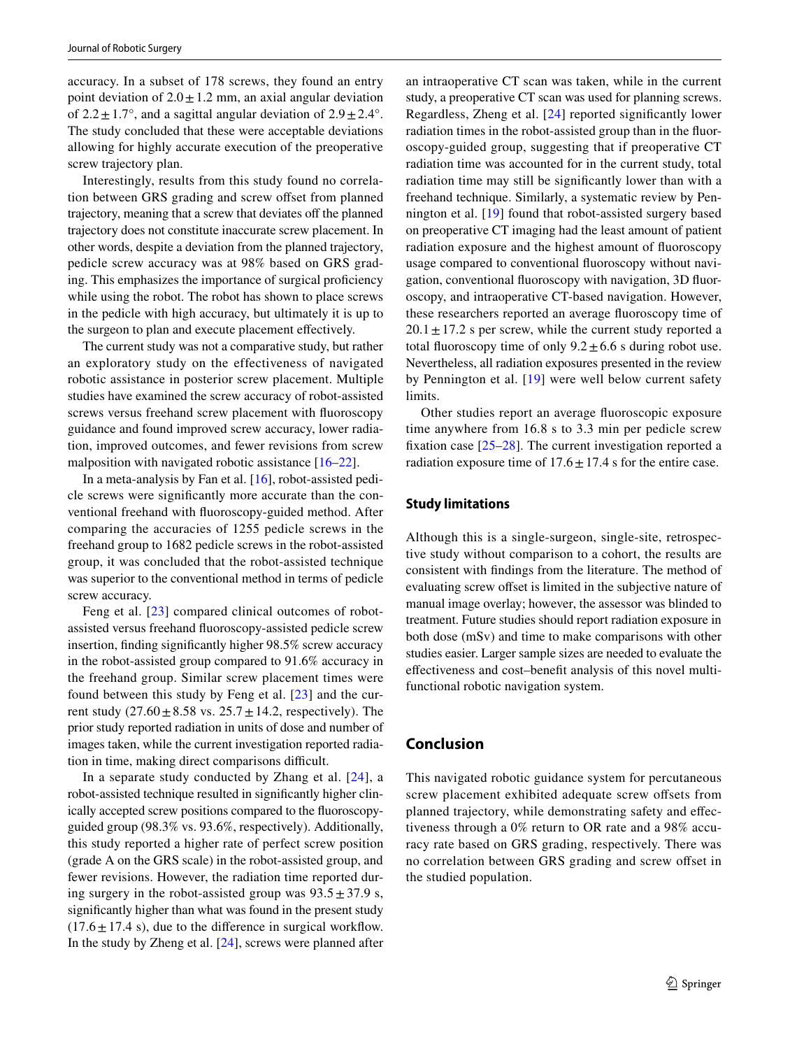accuracy. In a subset of 178 screws, they found an entry point deviation of $2.0 \pm 1.2$ mm, an axial angular deviation of $2.2 \pm 1.7°$, and a sagittal angular deviation of $2.9 \pm 2.4°$. The study concluded that these were acceptable deviations allowing for highly accurate execution of the preoperative screw trajectory plan.

Interestingly, results from this study found no correlation between GRS grading and screw offset from planned trajectory, meaning that a screw that deviates off the planned trajectory does not constitute inaccurate screw placement. In other words, despite a deviation from the planned trajectory, pedicle screw accuracy was at 98% based on GRS grading. This emphasizes the importance of surgical proficiency while using the robot. The robot has shown to place screws in the pedicle with high accuracy, but ultimately it is up to the surgeon to plan and execute placement effectively.

The current study was not a comparative study, but rather an exploratory study on the effectiveness of navigated robotic assistance in posterior screw placement. Multiple studies have examined the screw accuracy of robot-assisted screws versus freehand screw placement with fluoroscopy guidance and found improved screw accuracy, lower radiation, improved outcomes, and fewer revisions from screw malposition with navigated robotic assistance [16–22].

In a meta-analysis by Fan et al. [16], robot-assisted pedicle screws were significantly more accurate than the conventional freehand with fluoroscopy-guided method. After comparing the accuracies of 1255 pedicle screws in the freehand group to 1682 pedicle screws in the robot-assisted group, it was concluded that the robot-assisted technique was superior to the conventional method in terms of pedicle screw accuracy.

Feng et al. [23] compared clinical outcomes of robot-assisted versus freehand fluoroscopy-assisted pedicle screw insertion, finding significantly higher 98.5% screw accuracy in the robot-assisted group compared to 91.6% accuracy in the freehand group. Similar screw placement times were found between this study by Feng et al. [23] and the current study ($27.60 \pm 8.58$ vs. $25.7 \pm 14.2$, respectively). The prior study reported radiation in units of dose and number of images taken, while the current investigation reported radiation in time, making direct comparisons difficult.

In a separate study conducted by Zhang et al. [24], a robot-assisted technique resulted in significantly higher clinically accepted screw positions compared to the fluoroscopy-guided group (98.3% vs. 93.6%, respectively). Additionally, this study reported a higher rate of perfect screw position (grade A on the GRS scale) in the robot-assisted group, and fewer revisions. However, the radiation time reported during surgery in the robot-assisted group was $93.5 \pm 37.9$ s, significantly higher than what was found in the present study ($17.6 \pm 17.4$ s), due to the difference in surgical workflow. In the study by Zheng et al. [24], screws were planned after an intraoperative CT scan was taken, while in the current study, a preoperative CT scan was used for planning screws. Regardless, Zheng et al. [24] reported significantly lower radiation times in the robot-assisted group than in the fluoroscopy-guided group, suggesting that if preoperative CT radiation time was accounted for in the current study, total radiation time may still be significantly lower than with a freehand technique. Similarly, a systematic review by Pennington et al. [19] found that robot-assisted surgery based on preoperative CT imaging had the least amount of patient radiation exposure and the highest amount of fluoroscopy usage compared to conventional fluoroscopy without navigation, conventional fluoroscopy with navigation, 3D fluoroscopy, and intraoperative CT-based navigation. However, these researchers reported an average fluoroscopy time of $20.1 \pm 17.2$ s per screw, while the current study reported a total fluoroscopy time of only $9.2 \pm 6.6$ s during robot use. Nevertheless, all radiation exposures presented in the review by Pennington et al. [19] were well below current safety limits.

Other studies report an average fluoroscopic exposure time anywhere from 16.8 s to 3.3 min per pedicle screw fixation case [25–28]. The current investigation reported a radiation exposure time of $17.6 \pm 17.4$ s for the entire case.

### Study limitations

Although this is a single-surgeon, single-site, retrospective study without comparison to a cohort, the results are consistent with findings from the literature. The method of evaluating screw offset is limited in the subjective nature of manual image overlay; however, the assessor was blinded to treatment. Future studies should report radiation exposure in both dose (mSv) and time to make comparisons with other studies easier. Larger sample sizes are needed to evaluate the effectiveness and cost–benefit analysis of this novel multi-functional robotic navigation system.

## Conclusion

This navigated robotic guidance system for percutaneous screw placement exhibited adequate screw offsets from planned trajectory, while demonstrating safety and effectiveness through a 0% return to OR rate and a 98% accuracy rate based on GRS grading, respectively. There was no correlation between GRS grading and screw offset in the studied population.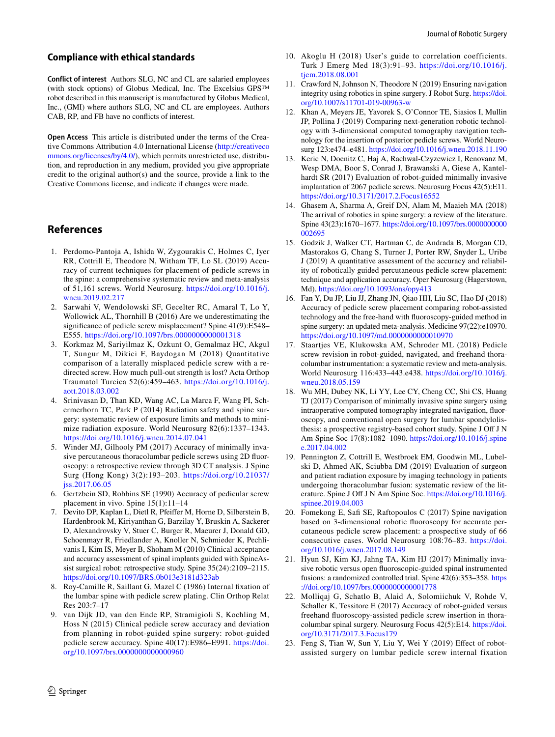## Compliance with ethical standards

**Conflict of interest** Authors SLG, NC and CL are salaried employees (with stock options) of Globus Medical, Inc. The Excelsius GPS™ robot described in this manuscript is manufactured by Globus Medical, Inc., (GMI) where authors SLG, NC and CL are employees. Authors CAB, RP, and FB have no conflicts of interest.

**Open Access** This article is distributed under the terms of the Creative Commons Attribution 4.0 International License (http://creativecommons.org/licenses/by/4.0/), which permits unrestricted use, distribution, and reproduction in any medium, provided you give appropriate credit to the original author(s) and the source, provide a link to the Creative Commons license, and indicate if changes were made.

## References

1. Perdomo-Pantoja A, Ishida W, Zygourakis C, Holmes C, Iyer RR, Cottrill E, Theodore N, Witham TF, Lo SL (2019) Accuracy of current techniques for placement of pedicle screws in the spine: a comprehensive systematic review and meta-analysis of 51,161 screws. World Neurosurg. https://doi.org/10.1016/j.wneu.2019.02.217
2. Sarwahi V, Wendolowski SF, Gecelter RC, Amaral T, Lo Y, Wollowick AL, Thornhill B (2016) Are we underestimating the significance of pedicle screw misplacement? Spine 41(9):E548–E555. https://doi.org/10.1097/brs.0000000000001318
3. Korkmaz M, Sariyilmaz K, Ozkunt O, Gemalmaz HC, Akgul T, Sungur M, Dikici F, Baydogan M (2018) Quantitative comparison of a laterally misplaced pedicle screw with a re-directed screw. How much pull-out strength is lost? Acta Orthop Traumatol Turcica 52(6):459–463. https://doi.org/10.1016/j.aott.2018.03.002
4. Srinivasan D, Than KD, Wang AC, La Marca F, Wang PI, Schermerhorn TC, Park P (2014) Radiation safety and spine surgery: systematic review of exposure limits and methods to minimize radiation exposure. World Neurosurg 82(6):1337–1343. https://doi.org/10.1016/j.wneu.2014.07.041
5. Winder MJ, Gilhooly PM (2017) Accuracy of minimally invasive percutaneous thoracolumbar pedicle screws using 2D fluoroscopy: a retrospective review through 3D CT analysis. J Spine Surg (Hong Kong) 3(2):193–203. https://doi.org/10.21037/jss.2017.06.05
6. Gertzbein SD, Robbins SE (1990) Accuracy of pedicular screw placement in vivo. Spine 15(1):11–14
7. Devito DP, Kaplan L, Dietl R, Pfeiffer M, Horne D, Silberstein B, Hardenbrook M, Kiriyanthan G, Barzilay Y, Bruskin A, Sackerer D, Alexandrovsky V, Stuer C, Burger R, Maeurer J, Donald GD, Schoenmayr R, Friedlander A, Knoller N, Schmieder K, Pechlivanis I, Kim IS, Meyer B, Shoham M (2010) Clinical acceptance and accuracy assessment of spinal implants guided with SpineAssist surgical robot: retrospective study. Spine 35(24):2109–2115. https://doi.org/10.1097/BRS.0b013e3181d323ab
8. Roy-Camille R, Saillant G, Mazel C (1986) Internal fixation of the lumbar spine with pedicle screw plating. Clin Orthop Relat Res 203:7–17
9. van Dijk JD, van den Ende RP, Stramigioli S, Kochling M, Hoss N (2015) Clinical pedicle screw accuracy and deviation from planning in robot-guided spine surgery: robot-guided pedicle screw accuracy. Spine 40(17):E986–E991. https://doi.org/10.1097/brs.0000000000000960
10. Akoglu H (2018) User's guide to correlation coefficients. Turk J Emerg Med 18(3):91–93. https://doi.org/10.1016/j.tjem.2018.08.001
11. Crawford N, Johnson N, Theodore N (2019) Ensuring navigation integrity using robotics in spine surgery. J Robot Surg. https://doi.org/10.1007/s11701-019-00963-w
12. Khan A, Meyers JE, Yavorek S, O'Connor TE, Siasios I, Mullin JP, Pollina J (2019) Comparing next-generation robotic technology with 3-dimensional computed tomography navigation technology for the insertion of posterior pedicle screws. World Neurosurg 123:e474–e481. https://doi.org/10.1016/j.wneu.2018.11.190
13. Keric N, Doenitz C, Haj A, Rachwal-Czyzewicz I, Renovanz M, Wesp DMA, Boor S, Conrad J, Brawanski A, Giese A, Kantelhardt SR (2017) Evaluation of robot-guided minimally invasive implantation of 2067 pedicle screws. Neurosurg Focus 42(5):E11. https://doi.org/10.3171/2017.2.Focus16552
14. Ghasem A, Sharma A, Greif DN, Alam M, Maaieh MA (2018) The arrival of robotics in spine surgery: a review of the literature. Spine 43(23):1670–1677. https://doi.org/10.1097/brs.0000000000002695
15. Godzik J, Walker CT, Hartman C, de Andrada B, Morgan CD, Mastorakos G, Chang S, Turner J, Porter RW, Snyder L, Uribe J (2019) A quantitative assessment of the accuracy and reliability of robotically guided percutaneous pedicle screw placement: technique and application accuracy. Oper Neurosurg (Hagerstown, Md). https://doi.org/10.1093/ons/opy413
16. Fan Y, Du JP, Liu JJ, Zhang JN, Qiao HH, Liu SC, Hao DJ (2018) Accuracy of pedicle screw placement comparing robot-assisted technology and the free-hand with fluoroscopy-guided method in spine surgery: an updated meta-analysis. Medicine 97(22):e10970. https://doi.org/10.1097/md.0000000000010970
17. Staartjes VE, Klukowska AM, Schroder ML (2018) Pedicle screw revision in robot-guided, navigated, and freehand thoracolumbar instrumentation: a systematic review and meta-analysis. World Neurosurg 116:433–443.e438. https://doi.org/10.1016/j.wneu.2018.05.159
18. Wu MH, Dubey NK, Li YY, Lee CY, Cheng CC, Shi CS, Huang TJ (2017) Comparison of minimally invasive spine surgery using intraoperative computed tomography integrated navigation, fluoroscopy, and conventional open surgery for lumbar spondylolisthesis: a prospective registry-based cohort study. Spine J Off J N Am Spine Soc 17(8):1082–1090. https://doi.org/10.1016/j.spinee.2017.04.002
19. Pennington Z, Cottrill E, Westbroek EM, Goodwin ML, Lubelski D, Ahmed AK, Sciubba DM (2019) Evaluation of surgeon and patient radiation exposure by imaging technology in patients undergoing thoracolumbar fusion: systematic review of the literature. Spine J Off J N Am Spine Soc. https://doi.org/10.1016/j.spinee.2019.04.003
20. Fomekong E, Safi SE, Raftopoulos C (2017) Spine navigation based on 3-dimensional robotic fluoroscopy for accurate percutaneous pedicle screw placement: a prospective study of 66 consecutive cases. World Neurosurg 108:76–83. https://doi.org/10.1016/j.wneu.2017.08.149
21. Hyun SJ, Kim KJ, Jahng TA, Kim HJ (2017) Minimally invasive robotic versus open fluoroscopic-guided spinal instrumented fusions: a randomized controlled trial. Spine 42(6):353–358. https://doi.org/10.1097/brs.0000000000001778
22. Molliqaj G, Schatlo B, Alaid A, Solomiichuk V, Rohde V, Schaller K, Tessitore E (2017) Accuracy of robot-guided versus freehand fluoroscopy-assisted pedicle screw insertion in thoracolumbar spinal surgery. Neurosurg Focus 42(5):E14. https://doi.org/10.3171/2017.3.Focus179
23. Feng S, Tian W, Sun Y, Liu Y, Wei Y (2019) Effect of robot-assisted surgery on lumbar pedicle screw internal fixation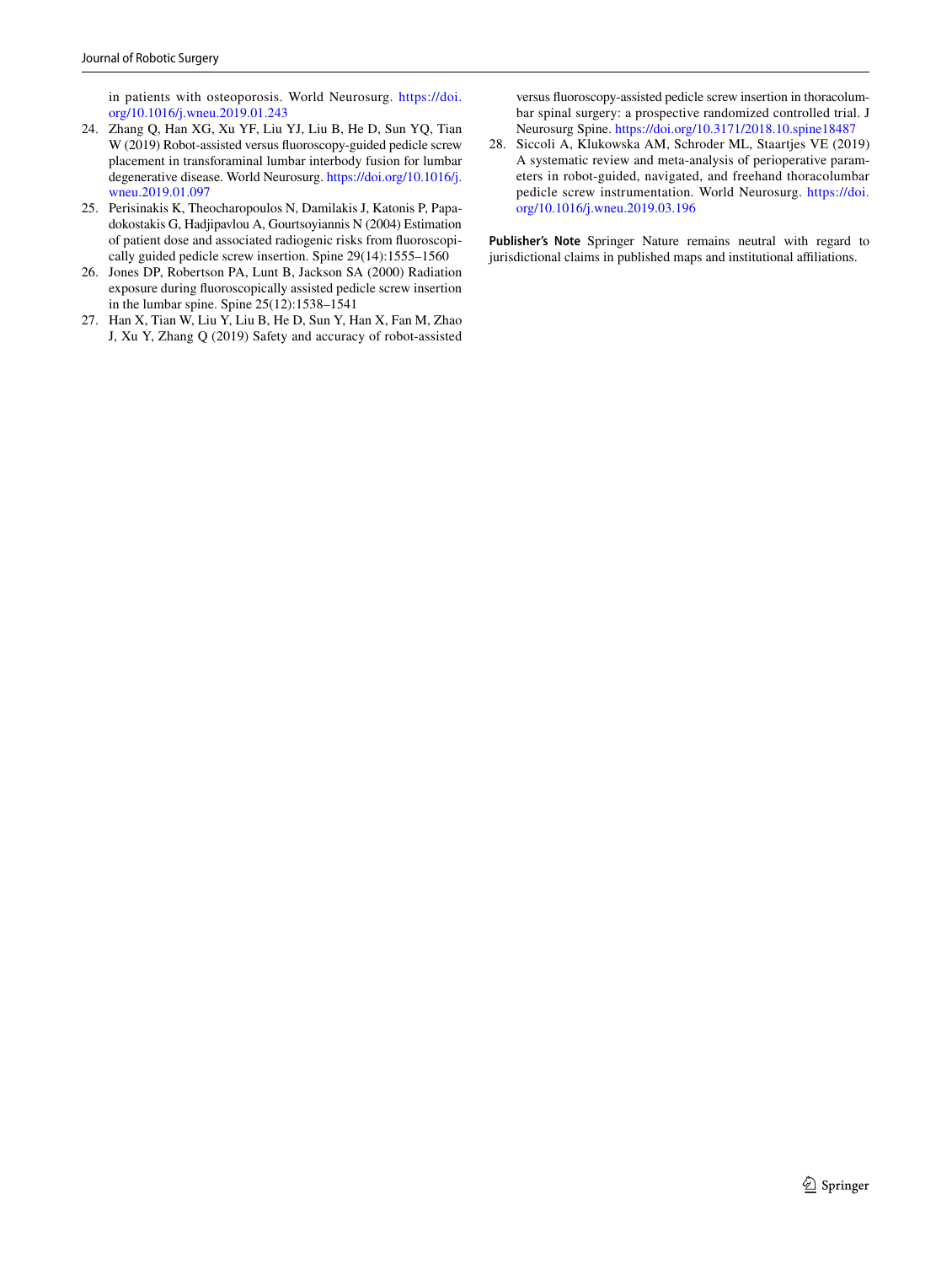in patients with osteoporosis. World Neurosurg. https://doi.org/10.1016/j.wneu.2019.01.243

24. Zhang Q, Han XG, Xu YF, Liu YJ, Liu B, He D, Sun YQ, Tian W (2019) Robot-assisted versus fluoroscopy-guided pedicle screw placement in transforaminal lumbar interbody fusion for lumbar degenerative disease. World Neurosurg. https://doi.org/10.1016/j.wneu.2019.01.097
25. Perisinakis K, Theocharopoulos N, Damilakis J, Katonis P, Papadokostakis G, Hadjipavlou A, Gourtsoyiannis N (2004) Estimation of patient dose and associated radiogenic risks from fluoroscopically guided pedicle screw insertion. Spine 29(14):1555–1560
26. Jones DP, Robertson PA, Lunt B, Jackson SA (2000) Radiation exposure during fluoroscopically assisted pedicle screw insertion in the lumbar spine. Spine 25(12):1538–1541
27. Han X, Tian W, Liu Y, Liu B, He D, Sun Y, Han X, Fan M, Zhao J, Xu Y, Zhang Q (2019) Safety and accuracy of robot-assisted versus fluoroscopy-assisted pedicle screw insertion in thoracolumbar spinal surgery: a prospective randomized controlled trial. J Neurosurg Spine. https://doi.org/10.3171/2018.10.spine18487
28. Siccoli A, Klukowska AM, Schroder ML, Staartjes VE (2019) A systematic review and meta-analysis of perioperative parameters in robot-guided, navigated, and freehand thoracolumbar pedicle screw instrumentation. World Neurosurg. https://doi.org/10.1016/j.wneu.2019.03.196

**Publisher's Note** Springer Nature remains neutral with regard to jurisdictional claims in published maps and institutional affiliations.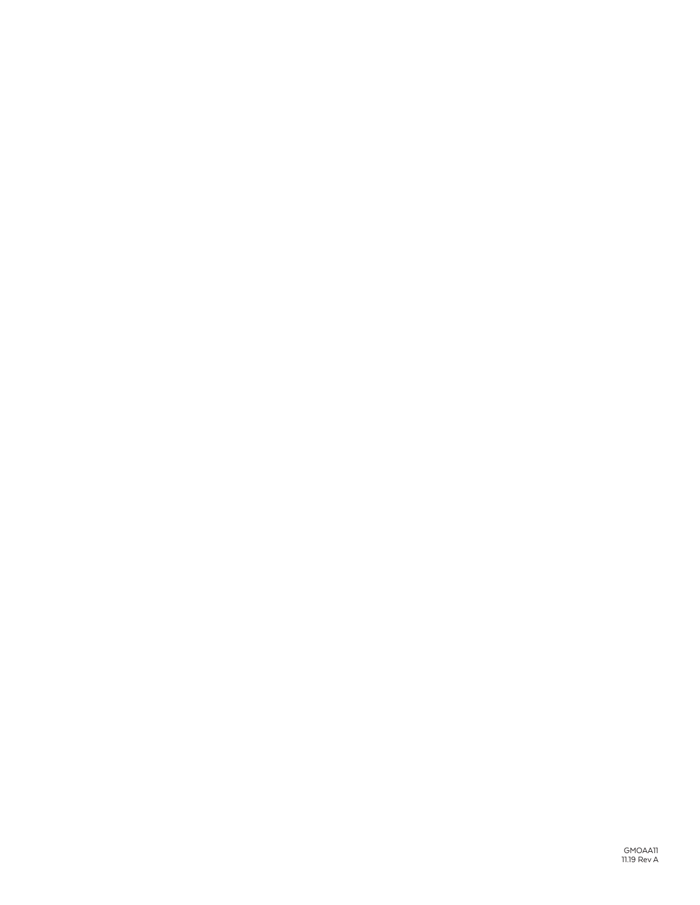GMOAA11
11.19 Rev A